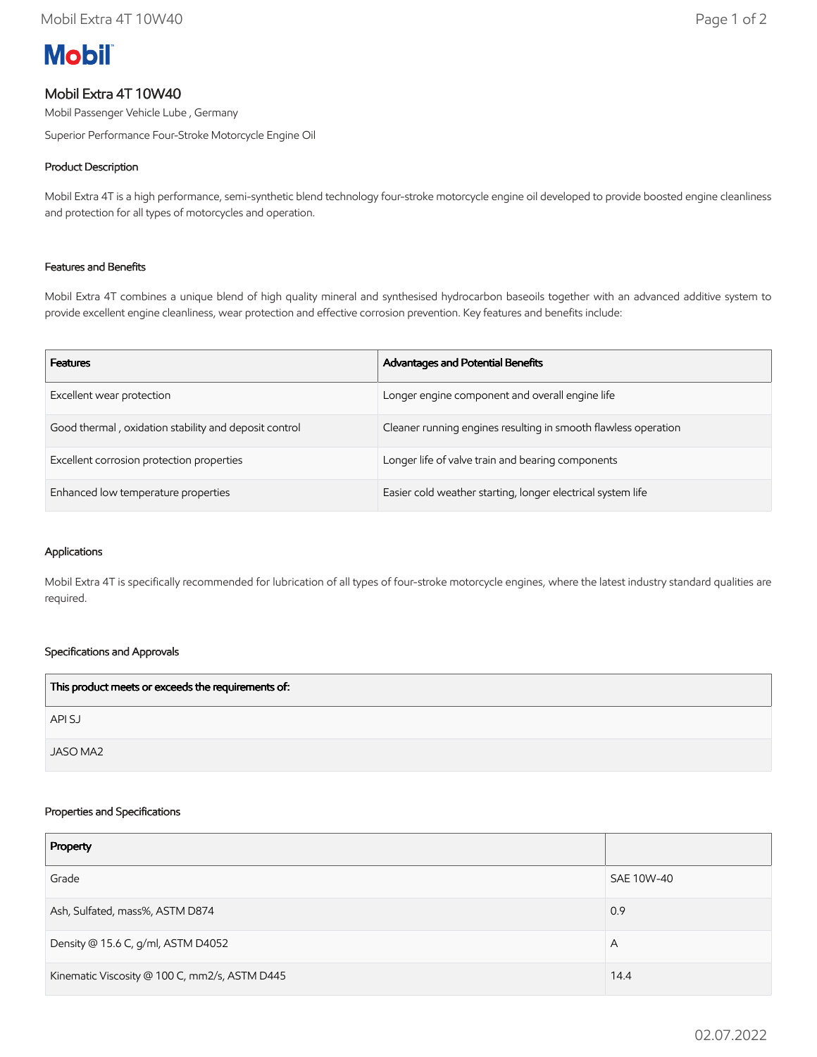# Mobil

## Mobil Extra 4T 10W40

Mobil Passenger Vehicle Lube , Germany

Superior Performance Four-Stroke Motorcycle Engine Oil

### Product Description

Mobil Extra 4T is a high performance, semi-synthetic blend technology four-stroke motorcycle engine oil developed to provide boosted engine cleanliness and protection for all types of motorcycles and operation.

### Features and Benefits

Mobil Extra 4T combines a unique blend of high quality mineral and synthesised hydrocarbon baseoils together with an advanced additive system to provide excellent engine cleanliness, wear protection and effective corrosion prevention. Key features and benefits include:

| Features | Advantages and Potential Benefits |
| --- | --- |
| Excellent wear protection | Longer engine component and overall engine life |
| Good thermal , oxidation stability and deposit control | Cleaner running engines resulting in smooth flawless operation |
| Excellent corrosion protection properties | Longer life of valve train and bearing components |
| Enhanced low temperature properties | Easier cold weather starting, longer electrical system life |

### Applications

Mobil Extra 4T is specifically recommended for lubrication of all types of four-stroke motorcycle engines, where the latest industry standard qualities are required.

### Specifications and Approvals

| This product meets or exceeds the requirements of: |
| --- |
| API SJ |
| JASO MA2 |

### Properties and Specifications

| Property | |
| --- | --- |
| Grade | SAE 10W-40 |
| Ash, Sulfated, mass%, ASTM D874 | 0.9 |
| Density @ 15.6 C, g/ml, ASTM D4052 | A |
| Kinematic Viscosity @ 100 C, mm2/s, ASTM D445 | 14.4 |

02.07.2022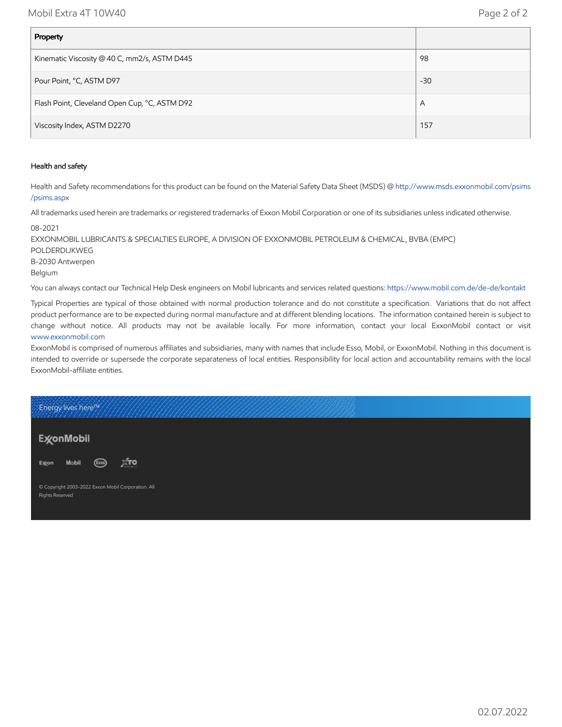| Property | |
|---|---|
| Kinematic Viscosity @ 40 C, mm2/s, ASTM D445 | 98 |
| Pour Point, °C, ASTM D97 | -30 |
| Flash Point, Cleveland Open Cup, °C, ASTM D92 | A |
| Viscosity Index, ASTM D2270 | 157 |

#### Health and safety

Health and Safety recommendations for this product can be found on the Material Safety Data Sheet (MSDS) @ http://www.msds.exxonmobil.com/psims/psims.aspx

All trademarks used herein are trademarks or registered trademarks of Exxon Mobil Corporation or one of its subsidiaries unless indicated otherwise.

08-2021
EXXONMOBIL LUBRICANTS & SPECIALTIES EUROPE, A DIVISION OF EXXONMOBIL PETROLEUM & CHEMICAL, BVBA (EMPC)
POLDERDIJKWEG
B-2030 Antwerpen
Belgium

You can always contact our Technical Help Desk engineers on Mobil lubricants and services related questions: https://www.mobil.com.de/de-de/kontakt

Typical Properties are typical of those obtained with normal production tolerance and do not constitute a specification. Variations that do not affect product performance are to be expected during normal manufacture and at different blending locations. The information contained herein is subject to change without notice. All products may not be available locally. For more information, contact your local ExxonMobil contact or visit www.exxonmobil.com
ExxonMobil is comprised of numerous affiliates and subsidiaries, many with names that include Esso, Mobil, or ExxonMobil. Nothing in this document is intended to override or supersede the corporate separateness of local entities. Responsibility for local action and accountability remains with the local ExxonMobil-affiliate entities.

Energy lives here™

ExxonMobil

Exxon Mobil Esso XTO

© Copyright 2003-2022 Exxon Mobil Corporation. All Rights Reserved